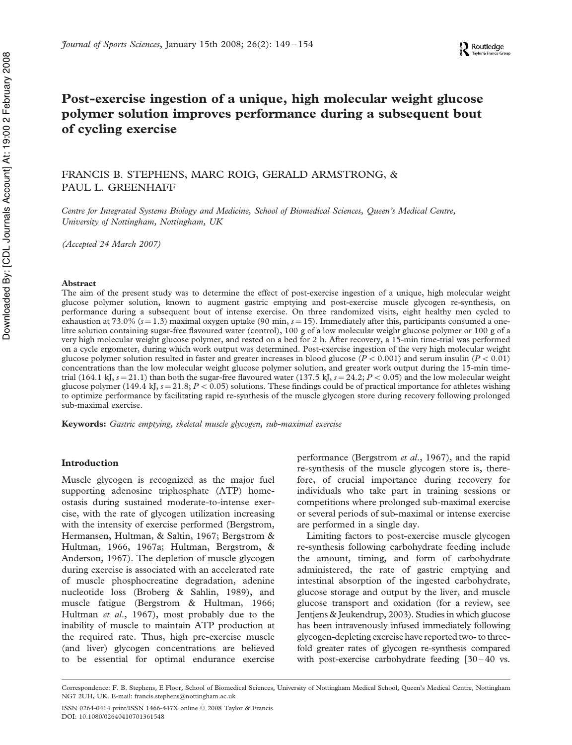# Post-exercise ingestion of a unique, high molecular weight glucose polymer solution improves performance during a subsequent bout of cycling exercise

FRANCIS B. STEPHENS, MARC ROIG, GERALD ARMSTRONG, & PAUL L. GREENHAFF

*Centre for Integrated Systems Biology and Medicine, School of Biomedical Sciences, Queen's Medical Centre, University of Nottingham, Nottingham, UK*

*(Accepted 24 March 2007)*

## Abstract

The aim of the present study was to determine the effect of post-exercise ingestion of a unique, high molecular weight glucose polymer solution, known to augment gastric emptying and post-exercise muscle glycogen re-synthesis, on performance during a subsequent bout of intense exercise. On three randomized visits, eight healthy men cycled to exhaustion at 73.0% ($s = 1.3$) maximal oxygen uptake (90 min, $s = 15$). Immediately after this, participants consumed a one-litre solution containing sugar-free flavoured water (control), 100 g of a low molecular weight glucose polymer or 100 g of a very high molecular weight glucose polymer, and rested on a bed for 2 h. After recovery, a 15-min time-trial was performed on a cycle ergometer, during which work output was determined. Post-exercise ingestion of the very high molecular weight glucose polymer solution resulted in faster and greater increases in blood glucose ($P < 0.001$) and serum insulin ($P < 0.01$) concentrations than the low molecular weight glucose polymer solution, and greater work output during the 15-min time-trial (164.1 kJ, $s = 21.1$) than both the sugar-free flavoured water (137.5 kJ, $s = 24.2$; $P < 0.05$) and the low molecular weight glucose polymer (149.4 kJ, $s = 21.8$; $P < 0.05$) solutions. These findings could be of practical importance for athletes wishing to optimize performance by facilitating rapid re-synthesis of the muscle glycogen store during recovery following prolonged sub-maximal exercise.

**Keywords:** *Gastric emptying, skeletal muscle glycogen, sub-maximal exercise*

## Introduction

Muscle glycogen is recognized as the major fuel supporting adenosine triphosphate (ATP) homeostasis during sustained moderate-to-intense exercise, with the rate of glycogen utilization increasing with the intensity of exercise performed (Bergstrom, Hermansen, Hultman, & Saltin, 1967; Bergstrom & Hultman, 1966, 1967a; Hultman, Bergstrom, & Anderson, 1967). The depletion of muscle glycogen during exercise is associated with an accelerated rate of muscle phosphocreatine degradation, adenine nucleotide loss (Broberg & Sahlin, 1989), and muscle fatigue (Bergstrom & Hultman, 1966; Hultman *et al.*, 1967), most probably due to the inability of muscle to maintain ATP production at the required rate. Thus, high pre-exercise muscle (and liver) glycogen concentrations are believed to be essential for optimal endurance exercise performance (Bergstrom *et al.*, 1967), and the rapid re-synthesis of the muscle glycogen store is, therefore, of crucial importance during recovery for individuals who take part in training sessions or competitions where prolonged sub-maximal exercise or several periods of sub-maximal or intense exercise are performed in a single day.

Limiting factors to post-exercise muscle glycogen re-synthesis following carbohydrate feeding include the amount, timing, and form of carbohydrate administered, the rate of gastric emptying and intestinal absorption of the ingested carbohydrate, glucose storage and output by the liver, and muscle glucose transport and oxidation (for a review, see Jentjens & Jeukendrup, 2003). Studies in which glucose has been intravenously infused immediately following glycogen-depleting exercise have reported two- to three-fold greater rates of glycogen re-synthesis compared with post-exercise carbohydrate feeding [30–40 vs.

Correspondence: F. B. Stephens, E Floor, School of Biomedical Sciences, University of Nottingham Medical School, Queen's Medical Centre, Nottingham NG7 2UH, UK. E-mail: francis.stephens@nottingham.ac.uk

ISSN 0264-0414 print/ISSN 1466-447X online © 2008 Taylor & Francis
DOI: 10.1080/02640410701361548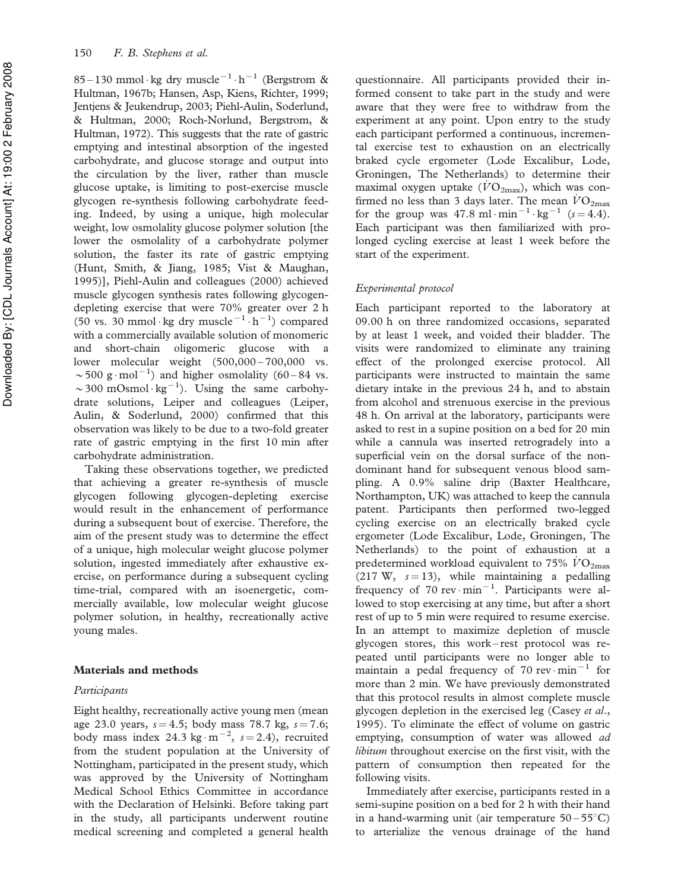85–130 mmol · kg dry muscle$^{-1}$ · h$^{-1}$ (Bergstrom & Hultman, 1967b; Hansen, Asp, Kiens, Richter, 1999; Jentjens & Jeukendrup, 2003; Piehl-Aulin, Soderlund, & Hultman, 2000; Roch-Norlund, Bergstrom, & Hultman, 1972). This suggests that the rate of gastric emptying and intestinal absorption of the ingested carbohydrate, and glucose storage and output into the circulation by the liver, rather than muscle glucose uptake, is limiting to post-exercise muscle glycogen re-synthesis following carbohydrate feeding. Indeed, by using a unique, high molecular weight, low osmolality glucose polymer solution [the lower the osmolality of a carbohydrate polymer solution, the faster its rate of gastric emptying (Hunt, Smith, & Jiang, 1985; Vist & Maughan, 1995)], Piehl-Aulin and colleagues (2000) achieved muscle glycogen synthesis rates following glycogen-depleting exercise that were 70% greater over 2 h (50 vs. 30 mmol · kg dry muscle$^{-1}$ · h$^{-1}$) compared with a commercially available solution of monomeric and short-chain oligomeric glucose with a lower molecular weight (500,000–700,000 vs. ~500 g · mol$^{-1}$) and higher osmolality (60–84 vs. ~300 mOsmol · kg$^{-1}$). Using the same carbohydrate solutions, Leiper and colleagues (Leiper, Aulin, & Soderlund, 2000) confirmed that this observation was likely to be due to a two-fold greater rate of gastric emptying in the first 10 min after carbohydrate administration.

Taking these observations together, we predicted that achieving a greater re-synthesis of muscle glycogen following glycogen-depleting exercise would result in the enhancement of performance during a subsequent bout of exercise. Therefore, the aim of the present study was to determine the effect of a unique, high molecular weight glucose polymer solution, ingested immediately after exhaustive exercise, on performance during a subsequent cycling time-trial, compared with an isoenergetic, commercially available, low molecular weight glucose polymer solution, in healthy, recreationally active young males.

## Materials and methods

### *Participants*

Eight healthy, recreationally active young men (mean age 23.0 years, $s = 4.5$; body mass 78.7 kg, $s = 7.6$; body mass index 24.3 kg · m$^{-2}$, $s = 2.4$), recruited from the student population at the University of Nottingham, participated in the present study, which was approved by the University of Nottingham Medical School Ethics Committee in accordance with the Declaration of Helsinki. Before taking part in the study, all participants underwent routine medical screening and completed a general health questionnaire. All participants provided their informed consent to take part in the study and were aware that they were free to withdraw from the experiment at any point. Upon entry to the study each participant performed a continuous, incremental exercise test to exhaustion on an electrically braked cycle ergometer (Lode Excalibur, Lode, Groningen, The Netherlands) to determine their maximal oxygen uptake ($\dot{V}O_{2max}$), which was confirmed no less than 3 days later. The mean $\dot{V}O_{2max}$ for the group was 47.8 ml · min$^{-1}$ · kg$^{-1}$ ($s = 4.4$). Each participant was then familiarized with prolonged cycling exercise at least 1 week before the start of the experiment.

### *Experimental protocol*

Each participant reported to the laboratory at 09.00 h on three randomized occasions, separated by at least 1 week, and voided their bladder. The visits were randomized to eliminate any training effect of the prolonged exercise protocol. All participants were instructed to maintain the same dietary intake in the previous 24 h, and to abstain from alcohol and strenuous exercise in the previous 48 h. On arrival at the laboratory, participants were asked to rest in a supine position on a bed for 20 min while a cannula was inserted retrogradely into a superficial vein on the dorsal surface of the non-dominant hand for subsequent venous blood sampling. A 0.9% saline drip (Baxter Healthcare, Northampton, UK) was attached to keep the cannula patent. Participants then performed two-legged cycling exercise on an electrically braked cycle ergometer (Lode Excalibur, Lode, Groningen, The Netherlands) to the point of exhaustion at a predetermined workload equivalent to 75% $\dot{V}O_{2max}$ (217 W, $s = 13$), while maintaining a pedalling frequency of 70 rev · min$^{-1}$. Participants were allowed to stop exercising at any time, but after a short rest of up to 5 min were required to resume exercise. In an attempt to maximize depletion of muscle glycogen stores, this work–rest protocol was repeated until participants were no longer able to maintain a pedal frequency of 70 rev · min$^{-1}$ for more than 2 min. We have previously demonstrated that this protocol results in almost complete muscle glycogen depletion in the exercised leg (Casey *et al*., 1995). To eliminate the effect of volume on gastric emptying, consumption of water was allowed *ad libitum* throughout exercise on the first visit, with the pattern of consumption then repeated for the following visits.

Immediately after exercise, participants rested in a semi-supine position on a bed for 2 h with their hand in a hand-warming unit (air temperature 50–55°C) to arterialize the venous drainage of the hand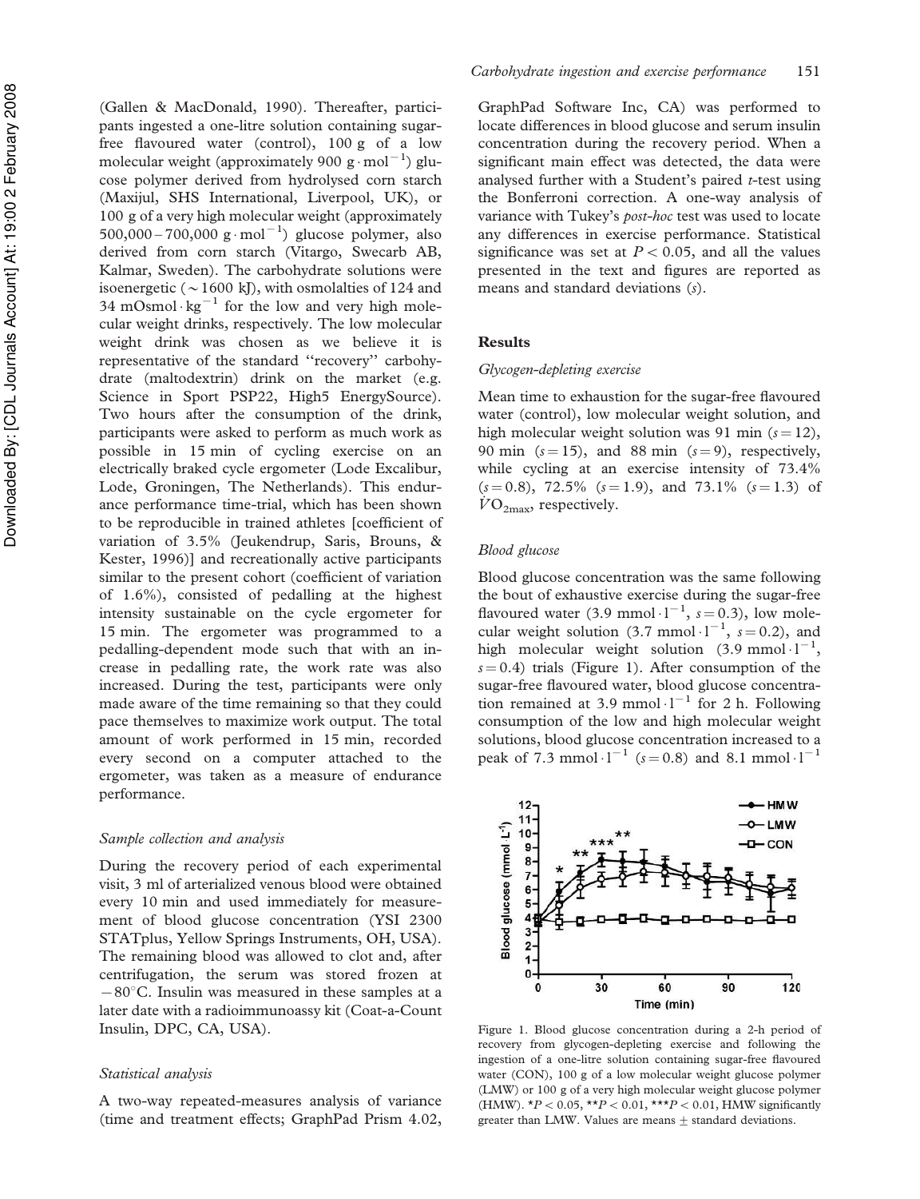(Gallen & MacDonald, 1990). Thereafter, participants ingested a one-litre solution containing sugar-free flavoured water (control), 100 g of a low molecular weight (approximately 900 $g \cdot mol^{-1}$) glucose polymer derived from hydrolysed corn starch (Maxijul, SHS International, Liverpool, UK), or 100 g of a very high molecular weight (approximately 500,000 – 700,000 $g \cdot mol^{-1}$) glucose polymer, also derived from corn starch (Vitargo, Swecarb AB, Kalmar, Sweden). The carbohydrate solutions were isoenergetic (~1600 kJ), with osmolalties of 124 and 34 $mOsmol \cdot kg^{-1}$ for the low and very high molecular weight drinks, respectively. The low molecular weight drink was chosen as we believe it is representative of the standard "recovery" carbohydrate (maltodextrin) drink on the market (e.g. Science in Sport PSP22, High5 EnergySource). Two hours after the consumption of the drink, participants were asked to perform as much work as possible in 15 min of cycling exercise on an electrically braked cycle ergometer (Lode Excalibur, Lode, Groningen, The Netherlands). This endurance performance time-trial, which has been shown to be reproducible in trained athletes [coefficient of variation of 3.5% (Jeukendrup, Saris, Brouns, & Kester, 1996)] and recreationally active participants similar to the present cohort (coefficient of variation of 1.6%), consisted of pedalling at the highest intensity sustainable on the cycle ergometer for 15 min. The ergometer was programmed to a pedalling-dependent mode such that with an increase in pedalling rate, the work rate was also increased. During the test, participants were only made aware of the time remaining so that they could pace themselves to maximize work output. The total amount of work performed in 15 min, recorded every second on a computer attached to the ergometer, was taken as a measure of endurance performance.

### *Sample collection and analysis*

During the recovery period of each experimental visit, 3 ml of arterialized venous blood were obtained every 10 min and used immediately for measurement of blood glucose concentration (YSI 2300 STATplus, Yellow Springs Instruments, OH, USA). The remaining blood was allowed to clot and, after centrifugation, the serum was stored frozen at −80°C. Insulin was measured in these samples at a later date with a radioimmunoassy kit (Coat-a-Count Insulin, DPC, CA, USA).

### *Statistical analysis*

A two-way repeated-measures analysis of variance (time and treatment effects; GraphPad Prism 4.02, GraphPad Software Inc, CA) was performed to locate differences in blood glucose and serum insulin concentration during the recovery period. When a significant main effect was detected, the data were analysed further with a Student's paired *t*-test using the Bonferroni correction. A one-way analysis of variance with Tukey's *post-hoc* test was used to locate any differences in exercise performance. Statistical significance was set at $P < 0.05$, and all the values presented in the text and figures are reported as means and standard deviations ($s$).

## Results

### *Glycogen-depleting exercise*

Mean time to exhaustion for the sugar-free flavoured water (control), low molecular weight solution, and high molecular weight solution was 91 min ($s = 12$), 90 min ($s = 15$), and 88 min ($s = 9$), respectively, while cycling at an exercise intensity of 73.4% ($s = 0.8$), 72.5% ($s = 1.9$), and 73.1% ($s = 1.3$) of $\dot{V}O_{2max}$, respectively.

### *Blood glucose*

Blood glucose concentration was the same following the bout of exhaustive exercise during the sugar-free flavoured water (3.9 $mmol \cdot l^{-1}$, $s = 0.3$), low molecular weight solution (3.7 $mmol \cdot l^{-1}$, $s = 0.2$), and high molecular weight solution (3.9 $mmol \cdot l^{-1}$, $s = 0.4$) trials (Figure 1). After consumption of the sugar-free flavoured water, blood glucose concentration remained at 3.9 $mmol \cdot l^{-1}$ for 2 h. Following consumption of the low and high molecular weight solutions, blood glucose concentration increased to a peak of 7.3 $mmol \cdot l^{-1}$ ($s = 0.8$) and 8.1 $mmol \cdot l^{-1}$

Figure 1. Blood glucose concentration during a 2-h period of recovery from glycogen-depleting exercise and following the ingestion of a one-litre solution containing sugar-free flavoured water (CON), 100 g of a low molecular weight glucose polymer (LMW) or 100 g of a very high molecular weight glucose polymer (HMW). *$P < 0.05$, **$P < 0.01$, ***$P < 0.01$, HMW significantly greater than LMW. Values are means ± standard deviations.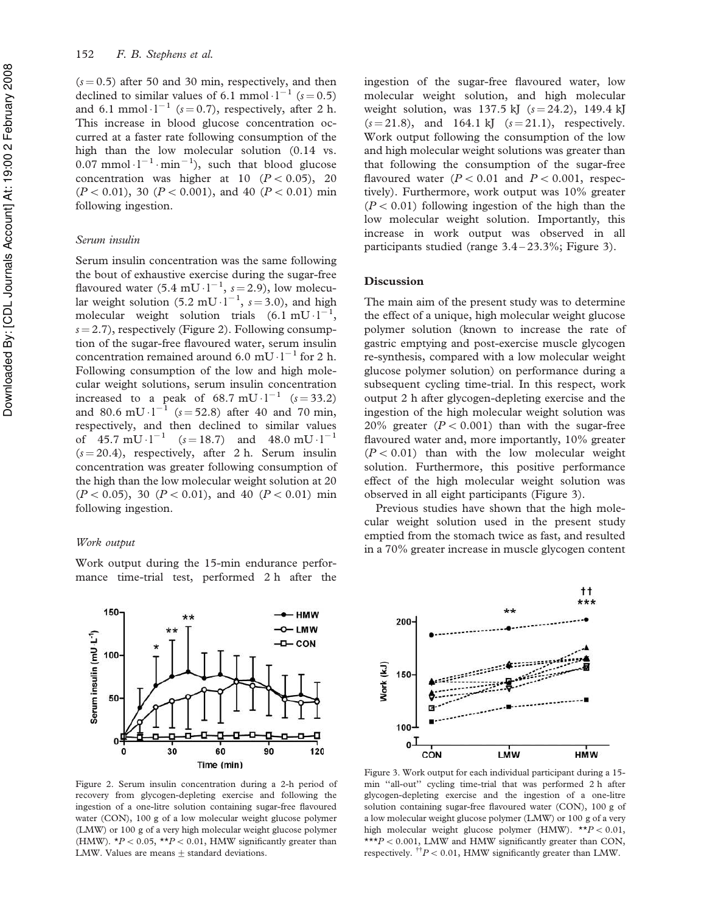($s = 0.5$) after 50 and 30 min, respectively, and then declined to similar values of 6.1 $mmol \cdot l^{-1}$ ($s = 0.5$) and 6.1 $mmol \cdot l^{-1}$ ($s = 0.7$), respectively, after 2 h. This increase in blood glucose concentration occurred at a faster rate following consumption of the high than the low molecular solution (0.14 vs. 0.07 $mmol \cdot l^{-1} \cdot min^{-1}$), such that blood glucose concentration was higher at 10 ($P < 0.05$), 20 ($P < 0.01$), 30 ($P < 0.001$), and 40 ($P < 0.01$) min following ingestion.

### *Serum insulin*

Serum insulin concentration was the same following the bout of exhaustive exercise during the sugar-free flavoured water (5.4 $mU \cdot l^{-1}$, $s = 2.9$), low molecular weight solution (5.2 $mU \cdot l^{-1}$, $s = 3.0$), and high molecular weight solution trials (6.1 $mU \cdot l^{-1}$, $s = 2.7$), respectively (Figure 2). Following consumption of the sugar-free flavoured water, serum insulin concentration remained around 6.0 $mU \cdot l^{-1}$ for 2 h. Following consumption of the low and high molecular weight solutions, serum insulin concentration increased to a peak of 68.7 $mU \cdot l^{-1}$ ($s = 33.2$) and 80.6 $mU \cdot l^{-1}$ ($s = 52.8$) after 40 and 70 min, respectively, and then declined to similar values of 45.7 $mU \cdot l^{-1}$ ($s = 18.7$) and 48.0 $mU \cdot l^{-1}$ ($s = 20.4$), respectively, after 2 h. Serum insulin concentration was greater following consumption of the high than the low molecular weight solution at 20 ($P < 0.05$), 30 ($P < 0.01$), and 40 ($P < 0.01$) min following ingestion.

### *Work output*

Work output during the 15-min endurance performance time-trial test, performed 2 h after the ingestion of the sugar-free flavoured water, low molecular weight solution, and high molecular weight solution, was 137.5 kJ ($s = 24.2$), 149.4 kJ ($s = 21.8$), and 164.1 kJ ($s = 21.1$), respectively. Work output following the consumption of the low and high molecular weight solutions was greater than that following the consumption of the sugar-free flavoured water ($P < 0.01$ and $P < 0.001$, respectively). Furthermore, work output was 10% greater ($P < 0.01$) following ingestion of the high than the low molecular weight solution. Importantly, this increase in work output was observed in all participants studied (range 3.4–23.3%; Figure 3).

## Discussion

The main aim of the present study was to determine the effect of a unique, high molecular weight glucose polymer solution (known to increase the rate of gastric emptying and post-exercise muscle glycogen re-synthesis, compared with a low molecular weight glucose polymer solution) on performance during a subsequent cycling time-trial. In this respect, work output 2 h after glycogen-depleting exercise and the ingestion of the high molecular weight solution was 20% greater ($P < 0.001$) than with the sugar-free flavoured water and, more importantly, 10% greater ($P < 0.01$) than with the low molecular weight solution. Furthermore, this positive performance effect of the high molecular weight solution was observed in all eight participants (Figure 3).

Previous studies have shown that the high molecular weight solution used in the present study emptied from the stomach twice as fast, and resulted in a 70% greater increase in muscle glycogen content

Figure 2. Serum insulin concentration during a 2-h period of recovery from glycogen-depleting exercise and following the ingestion of a one-litre solution containing sugar-free flavoured water (CON), 100 g of a low molecular weight glucose polymer (LMW) or 100 g of a very high molecular weight glucose polymer (HMW). $*P < 0.05$, $**P < 0.01$, HMW significantly greater than LMW. Values are means ± standard deviations.

Figure 3. Work output for each individual participant during a 15-min "all-out" cycling time-trial that was performed 2 h after glycogen-depleting exercise and the ingestion of a one-litre solution containing sugar-free flavoured water (CON), 100 g of a low molecular weight glucose polymer (LMW) or 100 g of a very high molecular weight glucose polymer (HMW). $**P < 0.01$, $***P < 0.001$, LMW and HMW significantly greater than CON, respectively. $^{\dagger\dagger}P < 0.01$, HMW significantly greater than LMW.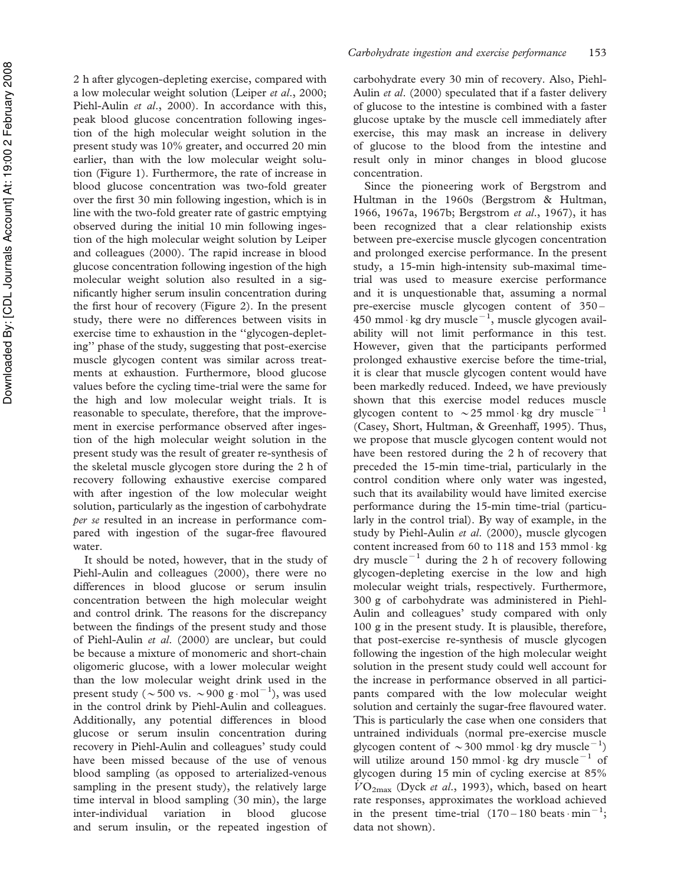2 h after glycogen-depleting exercise, compared with a low molecular weight solution (Leiper *et al*., 2000; Piehl-Aulin *et al*., 2000). In accordance with this, peak blood glucose concentration following ingestion of the high molecular weight solution in the present study was 10% greater, and occurred 20 min earlier, than with the low molecular weight solution (Figure 1). Furthermore, the rate of increase in blood glucose concentration was two-fold greater over the first 30 min following ingestion, which is in line with the two-fold greater rate of gastric emptying observed during the initial 10 min following ingestion of the high molecular weight solution by Leiper and colleagues (2000). The rapid increase in blood glucose concentration following ingestion of the high molecular weight solution also resulted in a significantly higher serum insulin concentration during the first hour of recovery (Figure 2). In the present study, there were no differences between visits in exercise time to exhaustion in the "glycogen-depleting" phase of the study, suggesting that post-exercise muscle glycogen content was similar across treatments at exhaustion. Furthermore, blood glucose values before the cycling time-trial were the same for the high and low molecular weight trials. It is reasonable to speculate, therefore, that the improvement in exercise performance observed after ingestion of the high molecular weight solution in the present study was the result of greater re-synthesis of the skeletal muscle glycogen store during the 2 h of recovery following exhaustive exercise compared with after ingestion of the low molecular weight solution, particularly as the ingestion of carbohydrate *per se* resulted in an increase in performance compared with ingestion of the sugar-free flavoured water.

It should be noted, however, that in the study of Piehl-Aulin and colleagues (2000), there were no differences in blood glucose or serum insulin concentration between the high molecular weight and control drink. The reasons for the discrepancy between the findings of the present study and those of Piehl-Aulin *et al*. (2000) are unclear, but could be because a mixture of monomeric and short-chain oligomeric glucose, with a lower molecular weight than the low molecular weight drink used in the present study ($\sim$500 vs. $\sim$900 $g \cdot mol^{-1}$), was used in the control drink by Piehl-Aulin and colleagues. Additionally, any potential differences in blood glucose or serum insulin concentration during recovery in Piehl-Aulin and colleagues' study could have been missed because of the use of venous blood sampling (as opposed to arterialized-venous sampling in the present study), the relatively large time interval in blood sampling (30 min), the large inter-individual variation in blood glucose and serum insulin, or the repeated ingestion of carbohydrate every 30 min of recovery. Also, Piehl-Aulin *et al*. (2000) speculated that if a faster delivery of glucose to the intestine is combined with a faster glucose uptake by the muscle cell immediately after exercise, this may mask an increase in delivery of glucose to the blood from the intestine and result only in minor changes in blood glucose concentration.

Since the pioneering work of Bergstrom and Hultman in the 1960s (Bergstrom & Hultman, 1966, 1967a, 1967b; Bergstrom *et al*., 1967), it has been recognized that a clear relationship exists between pre-exercise muscle glycogen concentration and prolonged exercise performance. In the present study, a 15-min high-intensity sub-maximal time-trial was used to measure exercise performance and it is unquestionable that, assuming a normal pre-exercise muscle glycogen content of 350–450 $mmol \cdot kg$ dry $muscle^{-1}$, muscle glycogen availability will not limit performance in this test. However, given that the participants performed prolonged exhaustive exercise before the time-trial, it is clear that muscle glycogen content would have been markedly reduced. Indeed, we have previously shown that this exercise model reduces muscle glycogen content to $\sim$25 $mmol \cdot kg$ dry $muscle^{-1}$ (Casey, Short, Hultman, & Greenhaff, 1995). Thus, we propose that muscle glycogen content would not have been restored during the 2 h of recovery that preceded the 15-min time-trial, particularly in the control condition where only water was ingested, such that its availability would have limited exercise performance during the 15-min time-trial (particularly in the control trial). By way of example, in the study by Piehl-Aulin *et al*. (2000), muscle glycogen content increased from 60 to 118 and 153 $mmol \cdot kg$ dry $muscle^{-1}$ during the 2 h of recovery following glycogen-depleting exercise in the low and high molecular weight trials, respectively. Furthermore, 300 g of carbohydrate was administered in Piehl-Aulin and colleagues' study compared with only 100 g in the present study. It is plausible, therefore, that post-exercise re-synthesis of muscle glycogen following the ingestion of the high molecular weight solution in the present study could well account for the increase in performance observed in all participants compared with the low molecular weight solution and certainly the sugar-free flavoured water. This is particularly the case when one considers that untrained individuals (normal pre-exercise muscle glycogen content of $\sim$300 $mmol \cdot kg$ dry $muscle^{-1}$) will utilize around 150 $mmol \cdot kg$ dry $muscle^{-1}$ of glycogen during 15 min of cycling exercise at 85% $\dot{V}O_{2max}$ (Dyck *et al*., 1993), which, based on heart rate responses, approximates the workload achieved in the present time-trial (170–180 $beats \cdot min^{-1}$; data not shown).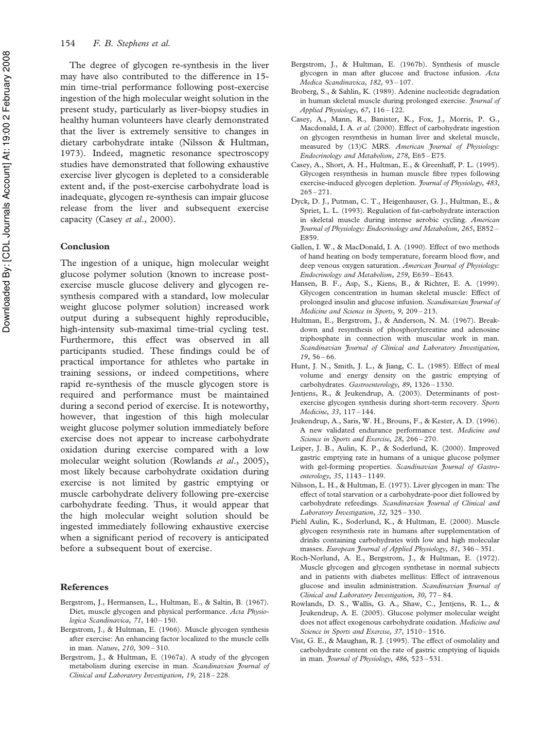The degree of glycogen re-synthesis in the liver may have also contributed to the difference in 15-min time-trial performance following post-exercise ingestion of the high molecular weight solution in the present study, particularly as liver-biopsy studies in healthy human volunteers have clearly demonstrated that the liver is extremely sensitive to changes in dietary carbohydrate intake (Nilsson & Hultman, 1973). Indeed, magnetic resonance spectroscopy studies have demonstrated that following exhaustive exercise liver glycogen is depleted to a considerable extent and, if the post-exercise carbohydrate load is inadequate, glycogen re-synthesis can impair glucose release from the liver and subsequent exercise capacity (Casey *et al*., 2000).

## Conclusion

The ingestion of a unique, hign molecular weight glucose polymer solution (known to increase post-exercise muscle glucose delivery and glycogen re-synthesis compared with a standard, low molecular weight glucose polymer solution) increased work output during a subsequent highly reproducible, high-intensity sub-maximal time-trial cycling test. Furthermore, this effect was observed in all participants studied. These findings could be of practical importance for athletes who partake in training sessions, or indeed competitions, where rapid re-synthesis of the muscle glycogen store is required and performance must be maintained during a second period of exercise. It is noteworthy, however, that ingestion of this high molecular weight glucose polymer solution immediately before exercise does not appear to increase carbohydrate oxidation during exercise compared with a low molecular weight solution (Rowlands *et al*., 2005), most likely because carbohydrate oxidation during exercise is not limited by gastric emptying or muscle carbohydrate delivery following pre-exercise carbohydrate feeding. Thus, it would appear that the high molecular weight solution should be ingested immediately following exhaustive exercise when a significant period of recovery is anticipated before a subsequent bout of exercise.

## References

Bergstrom, J., Hermansen, L., Hultman, E., & Saltin, B. (1967). Diet, muscle glycogen and physical performance. *Acta Physiologica Scandinavica*, *71*, 140 – 150.

Bergstrom, J., & Hultman, E. (1966). Muscle glycogen synthesis after exercise: An enhancing factor localized to the muscle cells in man. *Nature*, *210*, 309 – 310.

Bergstrom, J., & Hultman, E. (1967a). A study of the glycogen metabolism during exercise in man. *Scandinavian Journal of Clinical and Laboratory Investigation*, *19*, 218 – 228.

Bergstrom, J., & Hultman, E. (1967b). Synthesis of muscle glycogen in man after glucose and fructose infusion. *Acta Medica Scandinavica*, *182*, 93 – 107.

Broberg, S., & Sahlin, K. (1989). Adenine nucleotide degradation in human skeletal muscle during prolonged exercise. *Journal of Applied Physiology*, *67*, 116 – 122.

Casey, A., Mann, R., Banister, K., Fox, J., Morris, P. G., Macdonald, I. A. *et al*. (2000). Effect of carbohydrate ingestion on glycogen resynthesis in human liver and skeletal muscle, measured by (13)C MRS. *American Journal of Physiology: Endocrinology and Metabolism*, *278*, E65 – E75.

Casey, A., Short, A. H., Hultman, E., & Greenhaff, P. L. (1995). Glycogen resynthesis in human muscle fibre types following exercise-induced glycogen depletion. *Journal of Physiology*, *483*, 265 – 271.

Dyck, D. J., Putman, C. T., Heigenhauser, G. J., Hultman, E., & Spriet, L. L. (1993). Regulation of fat-carbohydrate interaction in skeletal muscle during intense aerobic cycling. *American Journal of Physiology: Endocrinology and Metabolism*, *265*, E852 – E859.

Gallen, I. W., & MacDonald, I. A. (1990). Effect of two methods of hand heating on body temperature, forearm blood flow, and deep venous oxygen saturation. *American Journal of Physiology: Endocrinology and Metabolism*, *259*, E639 – E643.

Hansen, B. F., Asp, S., Kiens, B., & Richter, E. A. (1999). Glycogen concentration in human skeletal muscle: Effect of prolonged insulin and glucose infusion. *Scandinavian Journal of Medicine and Science in Sports*, *9*, 209 – 213.

Hultman, E., Bergstrom, J., & Anderson, N. M. (1967). Breakdown and resynthesis of phosphorylcreatine and adenosine triphosphate in connection with muscular work in man. *Scandinavian Journal of Clinical and Laboratory Investigation*, *19*, 56 – 66.

Hunt, J. N., Smith, J. L., & Jiang, C. L. (1985). Effect of meal volume and energy density on the gastric emptying of carbohydrates. *Gastroenterology*, *89*, 1326 – 1330.

Jentjens, R., & Jeukendrup, A. (2003). Determinants of post-exercise glycogen synthesis during short-term recovery. *Sports Medicine*, *33*, 117 – 144.

Jeukendrup, A., Saris, W. H., Brouns, F., & Kester, A. D. (1996). A new validated endurance performance test. *Medicine and Science in Sports and Exercise*, *28*, 266 – 270.

Leiper, J. B., Aulin, K. P., & Soderlund, K. (2000). Improved gastric emptying rate in humans of a unique glucose polymer with gel-forming properties. *Scandinavian Journal of Gastroenterology*, *35*, 1143 – 1149.

Nilsson, L. H., & Hultman, E. (1973). Liver glycogen in man: The effect of total starvation or a carbohydrate-poor diet followed by carbohydrate refeedings. *Scandinavian Journal of Clinical and Laboratory Investigation*, *32*, 325 – 330.

Piehl Aulin, K., Soderlund, K., & Hultman, E. (2000). Muscle glycogen resynthesis rate in humans after supplementation of drinks containing carbohydrates with low and high molecular masses. *European Journal of Applied Physiology*, *81*, 346 – 351.

Roch-Norlund, A. E., Bergstrom, J., & Hultman, E. (1972). Muscle glycogen and glycogen synthetase in normal subjects and in patients with diabetes mellitus: Effect of intravenous glucose and insulin administration. *Scandinavian Journal of Clinical and Laboratory Investigation*, *30*, 77 – 84.

Rowlands, D. S., Wallis, G. A., Shaw, C., Jentjens, R. L., & Jeukendrup, A. E. (2005). Glucose polymer molecular weight does not affect exogenous carbohydrate oxidation. *Medicine and Science in Sports and Exercise*, *37*, 1510 – 1516.

Vist, G. E., & Maughan, R. J. (1995). The effect of osmolality and carbohydrate content on the rate of gastric emptying of liquids in man. *Journal of Physiology*, *486*, 523 – 531.